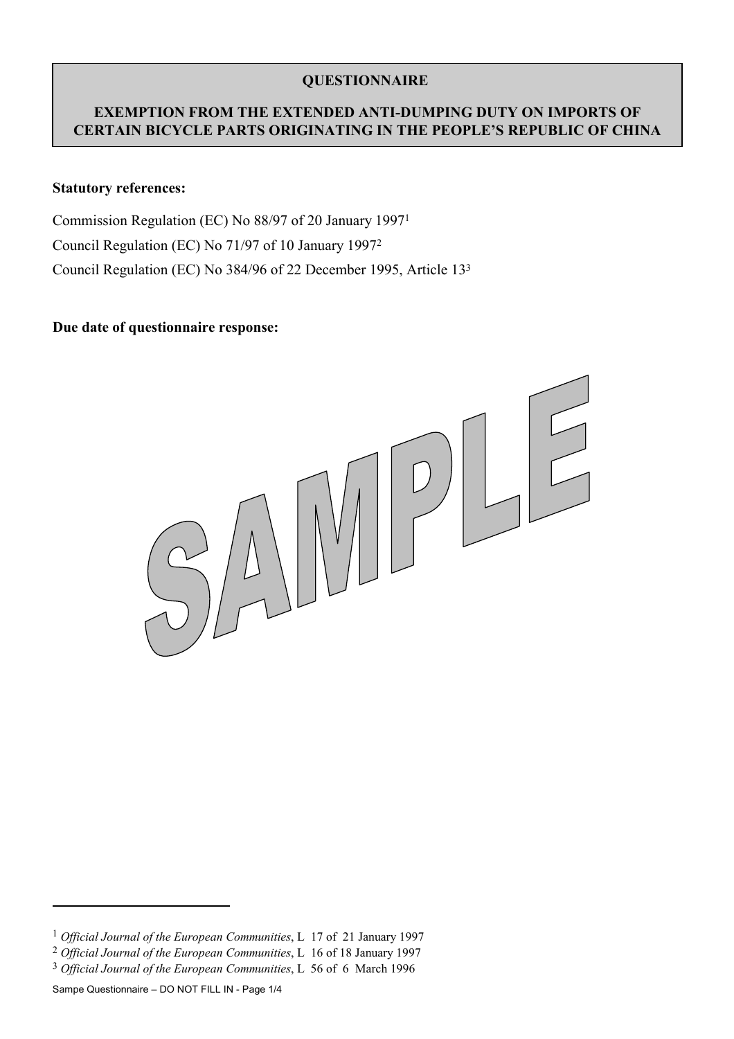**QUESTIONNAIRE**

**EXEMPTION FROM THE EXTENDED ANTI-DUMPING DUTY ON IMPORTS OF CERTAIN BICYCLE PARTS ORIGINATING IN THE PEOPLE'S REPUBLIC OF CHINA**

**Statutory references:**

Commission Regulation (EC) No 88/97 of 20 January 1997[1]

Council Regulation (EC) No 71/97 of 10 January 1997[2]

Council Regulation (EC) No 384/96 of 22 December 1995, Article 13[3]

**Due date of questionnaire response:**

SAMPLE

---

[1] *Official Journal of the European Communities*, L 17 of 21 January 1997

[2] *Official Journal of the European Communities*, L 16 of 18 January 1997

[3] *Official Journal of the European Communities*, L 56 of 6 March 1996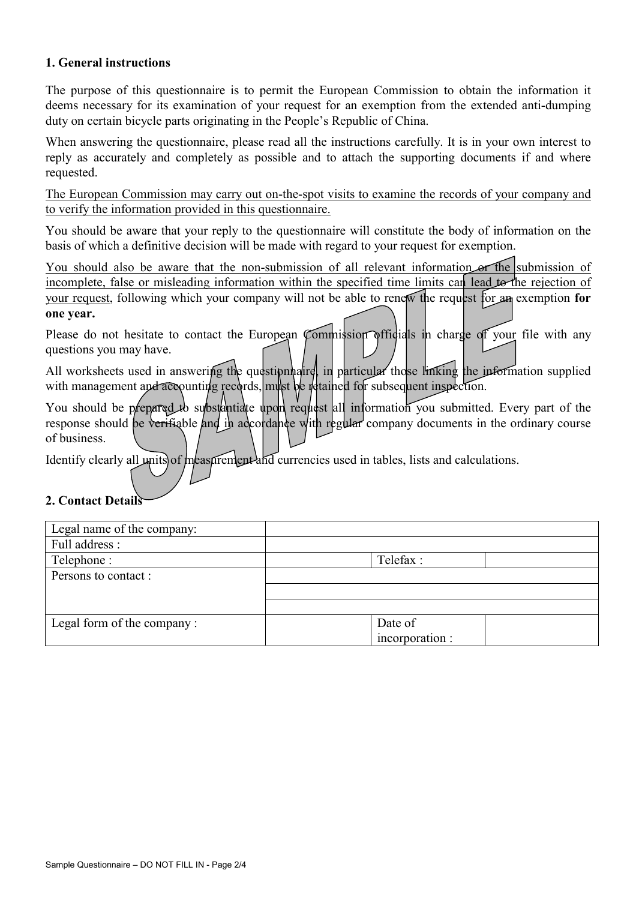## 1. General instructions

The purpose of this questionnaire is to permit the European Commission to obtain the information it deems necessary for its examination of your request for an exemption from the extended anti-dumping duty on certain bicycle parts originating in the People's Republic of China.

When answering the questionnaire, please read all the instructions carefully. It is in your own interest to reply as accurately and completely as possible and to attach the supporting documents if and where requested.

<u>The European Commission may carry out on-the-spot visits to examine the records of your company and to verify the information provided in this questionnaire.</u>

You should be aware that your reply to the questionnaire will constitute the body of information on the basis of which a definitive decision will be made with regard to your request for exemption.

<u>You should also be aware that the non-submission of all relevant information or the submission of incomplete, false or misleading information within the specified time limits can lead to the rejection of your request</u>, following which your company will not be able to renew the request for an exemption **for one year.**

Please do not hesitate to contact the European Commission officials in charge of your file with any questions you may have.

All worksheets used in answering the questionnaire, in particular those linking the information supplied with management and accounting records, must be retained for subsequent inspection.

You should be prepared to substantiate upon request all information you submitted. Every part of the response should be verifiable and in accordance with regular company documents in the ordinary course of business.

Identify clearly all units of measurement and currencies used in tables, lists and calculations.

## 2. Contact Details

| Legal name of the company: | | | |
|---|---|---|---|
| Full address : | | | |
| Telephone : | | Telefax : | |
| Persons to contact : | | | |
| | | | |
| | | | |
| Legal form of the company : | | Date of incorporation : | |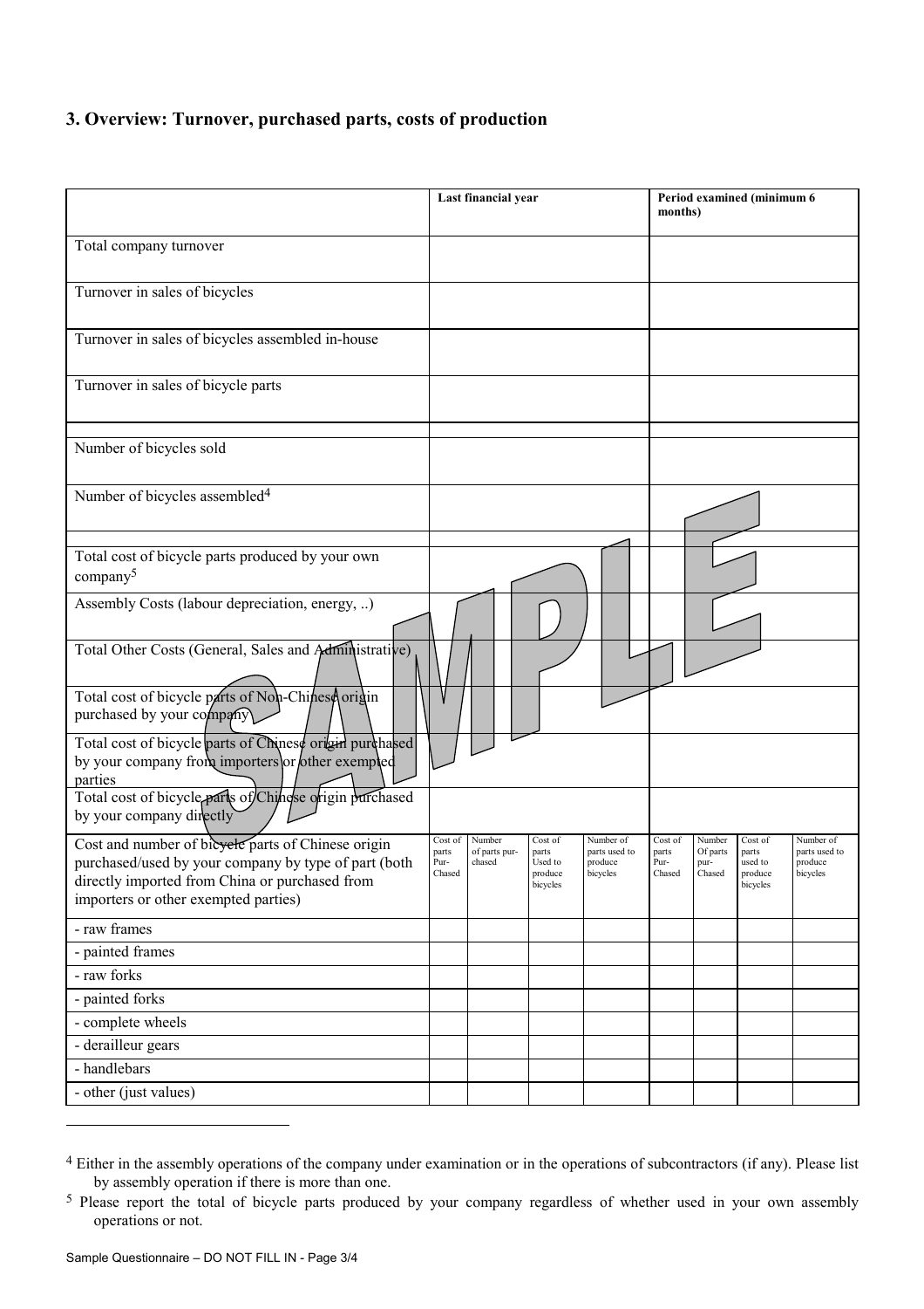## 3. Overview: Turnover, purchased parts, costs of production

| | Last financial year | | | | Period examined (minimum 6 months) | | | |
|---|---|---|---|---|---|---|---|---|
| Total company turnover | | | | | | | | |
| Turnover in sales of bicycles | | | | | | | | |
| Turnover in sales of bicycles assembled in-house | | | | | | | | |
| Turnover in sales of bicycle parts | | | | | | | | |
| | | | | | | | | |
| Number of bicycles sold | | | | | | | | |
| Number of bicycles assembled[4] | | | | | | | | |
| | | | | | | | | |
| Total cost of bicycle parts produced by your own company[5] | | | | | | | | |
| Assembly Costs (labour depreciation, energy, ..) | | | | | | | | |
| Total Other Costs (General, Sales and Administrative) | | | | | | | | |
| Total cost of bicycle parts of Non-Chinese origin purchased by your company | | | | | | | | |
| Total cost of bicycle parts of Chinese origin purchased by your company from importers or other exempted parties | | | | | | | | |
| Total cost of bicycle parts of Chinese origin purchased by your company directly | | | | | | | | |
| Cost and number of bicycle parts of Chinese origin purchased/used by your company by type of part (both directly imported from China or purchased from importers or other exempted parties) | Cost of parts Pur-Chased | Number of parts pur-chased | Cost of parts Used to produce bicycles | Number of parts used to produce bicycles | Cost of parts Pur-Chased | Number Of parts pur-Chased | Cost of parts used to produce bicycles | Number of parts used to produce bicycles |
| - raw frames | | | | | | | | |
| - painted frames | | | | | | | | |
| - raw forks | | | | | | | | |
| - painted forks | | | | | | | | |
| - complete wheels | | | | | | | | |
| - derailleur gears | | | | | | | | |
| - handlebars | | | | | | | | |
| - other (just values) | | | | | | | | |

SAMPLE

---

[4] Either in the assembly operations of the company under examination or in the operations of subcontractors (if any). Please list by assembly operation if there is more than one.

[5] Please report the total of bicycle parts produced by your company regardless of whether used in your own assembly operations or not.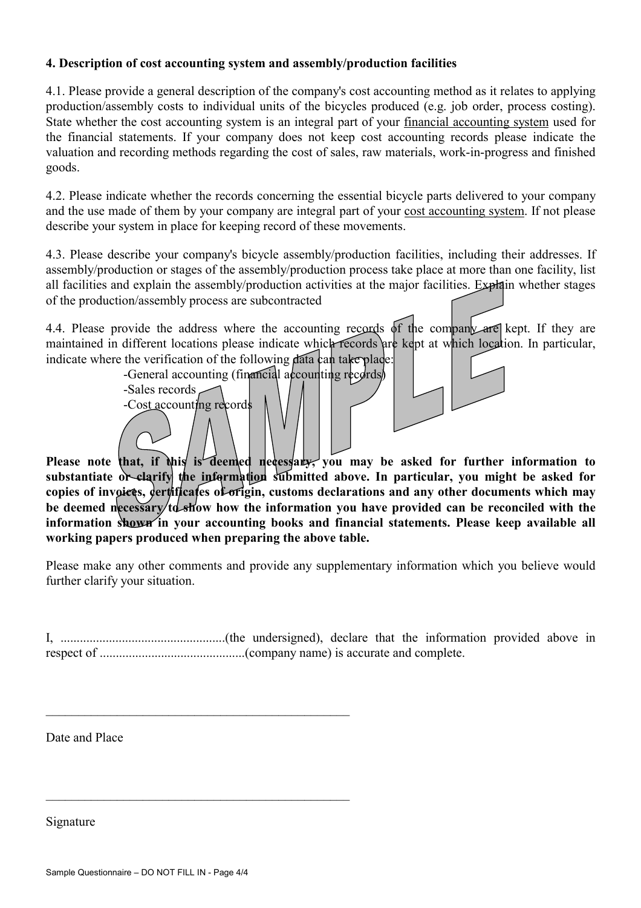### 4. Description of cost accounting system and assembly/production facilities

4.1. Please provide a general description of the company's cost accounting method as it relates to applying production/assembly costs to individual units of the bicycles produced (e.g. job order, process costing). State whether the cost accounting system is an integral part of your financial accounting system used for the financial statements. If your company does not keep cost accounting records please indicate the valuation and recording methods regarding the cost of sales, raw materials, work-in-progress and finished goods.

4.2. Please indicate whether the records concerning the essential bicycle parts delivered to your company and the use made of them by your company are integral part of your cost accounting system. If not please describe your system in place for keeping record of these movements.

4.3. Please describe your company's bicycle assembly/production facilities, including their addresses. If assembly/production or stages of the assembly/production process take place at more than one facility, list all facilities and explain the assembly/production activities at the major facilities. Explain whether stages of the production/assembly process are subcontracted

4.4. Please provide the address where the accounting records of the company are kept. If they are maintained in different locations please indicate which records are kept at which location. In particular, indicate where the verification of the following data can take place:

- General accounting (financial accounting records)
- Sales records
- Cost accounting records

**Please note that, if this is deemed necessary, you may be asked for further information to substantiate or clarify the information submitted above. In particular, you might be asked for copies of invoices, certificates of origin, customs declarations and any other documents which may be deemed necessary to show how the information you have provided can be reconciled with the information shown in your accounting books and financial statements. Please keep available all working papers produced when preparing the above table.**

Please make any other comments and provide any supplementary information which you believe would further clarify your situation.

I, ..................................................(the undersigned), declare that the information provided above in respect of ............................................(company name) is accurate and complete.

\_\_\_\_\_\_\_\_\_\_\_\_\_\_\_\_\_\_\_\_\_\_\_\_\_\_\_\_\_\_\_\_\_\_\_\_\_\_\_\_\_\_\_\_\_\_\_\_

Date and Place

\_\_\_\_\_\_\_\_\_\_\_\_\_\_\_\_\_\_\_\_\_\_\_\_\_\_\_\_\_\_\_\_\_\_\_\_\_\_\_\_\_\_\_\_\_\_\_\_

Signature